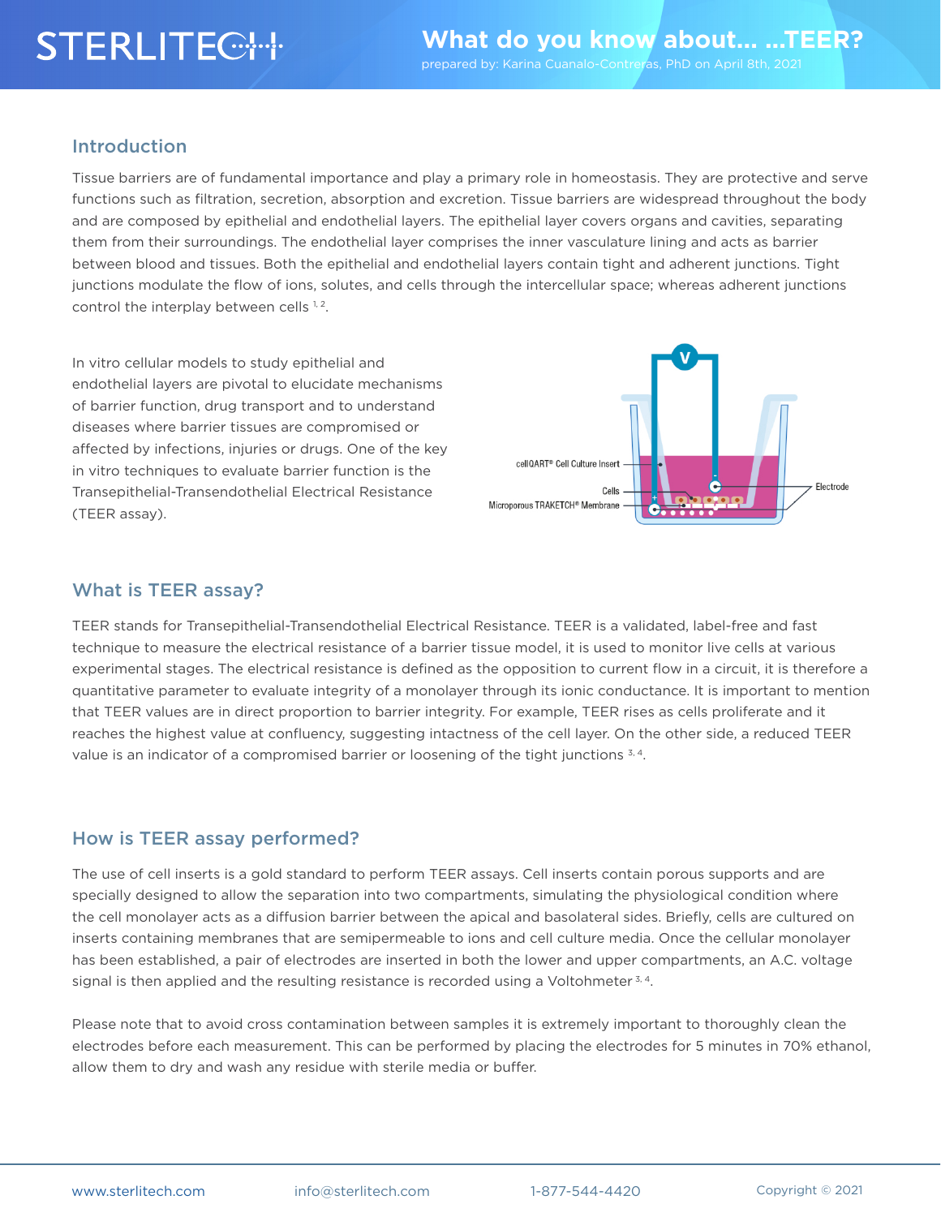# What do you know about... ...TEER?

prepared by: Karina Cuanalo-Contreras, PhD on April 8th, 2021

## Introduction

Tissue barriers are of fundamental importance and play a primary role in homeostasis. They are protective and serve functions such as filtration, secretion, absorption and excretion. Tissue barriers are widespread throughout the body and are composed by epithelial and endothelial layers. The epithelial layer covers organs and cavities, separating them from their surroundings. The endothelial layer comprises the inner vasculature lining and acts as barrier between blood and tissues. Both the epithelial and endothelial layers contain tight and adherent junctions. Tight junctions modulate the flow of ions, solutes, and cells through the intercellular space; whereas adherent junctions control the interplay between cells [1, 2].

In vitro cellular models to study epithelial and endothelial layers are pivotal to elucidate mechanisms of barrier function, drug transport and to understand diseases where barrier tissues are compromised or affected by infections, injuries or drugs. One of the key in vitro techniques to evaluate barrier function is the Transepithelial-Transendothelial Electrical Resistance (TEER assay).

## What is TEER assay?

TEER stands for Transepithelial-Transendothelial Electrical Resistance. TEER is a validated, label-free and fast technique to measure the electrical resistance of a barrier tissue model, it is used to monitor live cells at various experimental stages. The electrical resistance is defined as the opposition to current flow in a circuit, it is therefore a quantitative parameter to evaluate integrity of a monolayer through its ionic conductance. It is important to mention that TEER values are in direct proportion to barrier integrity. For example, TEER rises as cells proliferate and it reaches the highest value at confluency, suggesting intactness of the cell layer. On the other side, a reduced TEER value is an indicator of a compromised barrier or loosening of the tight junctions [3, 4].

## How is TEER assay performed?

The use of cell inserts is a gold standard to perform TEER assays. Cell inserts contain porous supports and are specially designed to allow the separation into two compartments, simulating the physiological condition where the cell monolayer acts as a diffusion barrier between the apical and basolateral sides. Briefly, cells are cultured on inserts containing membranes that are semipermeable to ions and cell culture media. Once the cellular monolayer has been established, a pair of electrodes are inserted in both the lower and upper compartments, an A.C. voltage signal is then applied and the resulting resistance is recorded using a Voltohmeter [3, 4].

Please note that to avoid cross contamination between samples it is extremely important to thoroughly clean the electrodes before each measurement. This can be performed by placing the electrodes for 5 minutes in 70% ethanol, allow them to dry and wash any residue with sterile media or buffer.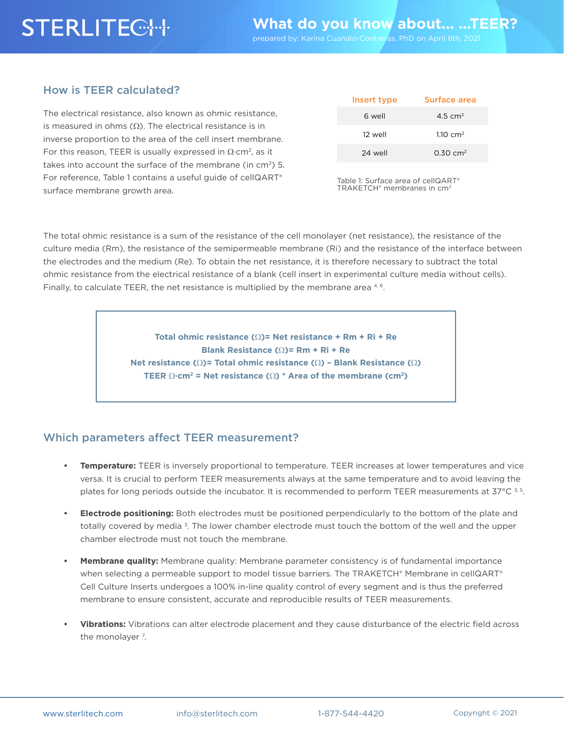## How is TEER calculated?

The electrical resistance, also known as ohmic resistance, is measured in ohms (Ω). The electrical resistance is in inverse proportion to the area of the cell insert membrane. For this reason, TEER is usually expressed in Ω·cm², as it takes into account the surface of the membrane (in cm²) 5. For reference, Table 1 contains a useful guide of cellQART® surface membrane growth area.

| Insert type | Surface area |
|---|---|
| 6 well | 4.5 cm² |
| 12 well | 1.10 cm² |
| 24 well | 0.30 cm² |

Table 1: Surface area of cellQART® TRAKETCH® membranes in cm²

The total ohmic resistance is a sum of the resistance of the cell monolayer (net resistance), the resistance of the culture media (Rm), the resistance of the semipermeable membrane (Ri) and the resistance of the interface between the electrodes and the medium (Re). To obtain the net resistance, it is therefore necessary to subtract the total ohmic resistance from the electrical resistance of a blank (cell insert in experimental culture media without cells). Finally, to calculate TEER, the net resistance is multiplied by the membrane area [4, 6].

**Total ohmic resistance (Ω)= Net resistance + Rm + Ri + Re**
**Blank Resistance (Ω)= Rm + Ri + Re**
**Net resistance (Ω)= Total ohmic resistance (Ω) – Blank Resistance (Ω)**
**TEER Ω·cm² = Net resistance (Ω) * Area of the membrane (cm²)**

## Which parameters affect TEER measurement?

- **Temperature:** TEER is inversely proportional to temperature. TEER increases at lower temperatures and vice versa. It is crucial to perform TEER measurements always at the same temperature and to avoid leaving the plates for long periods outside the incubator. It is recommended to perform TEER measurements at 37°C [3, 5].
- **Electrode positioning:** Both electrodes must be positioned perpendicularly to the bottom of the plate and totally covered by media [3]. The lower chamber electrode must touch the bottom of the well and the upper chamber electrode must not touch the membrane.
- **Membrane quality:** Membrane quality: Membrane parameter consistency is of fundamental importance when selecting a permeable support to model tissue barriers. The TRAKETCH® Membrane in cellQART® Cell Culture Inserts undergoes a 100% in-line quality control of every segment and is thus the preferred membrane to ensure consistent, accurate and reproducible results of TEER measurements.
- **Vibrations:** Vibrations can alter electrode placement and they cause disturbance of the electric field across the monolayer [7].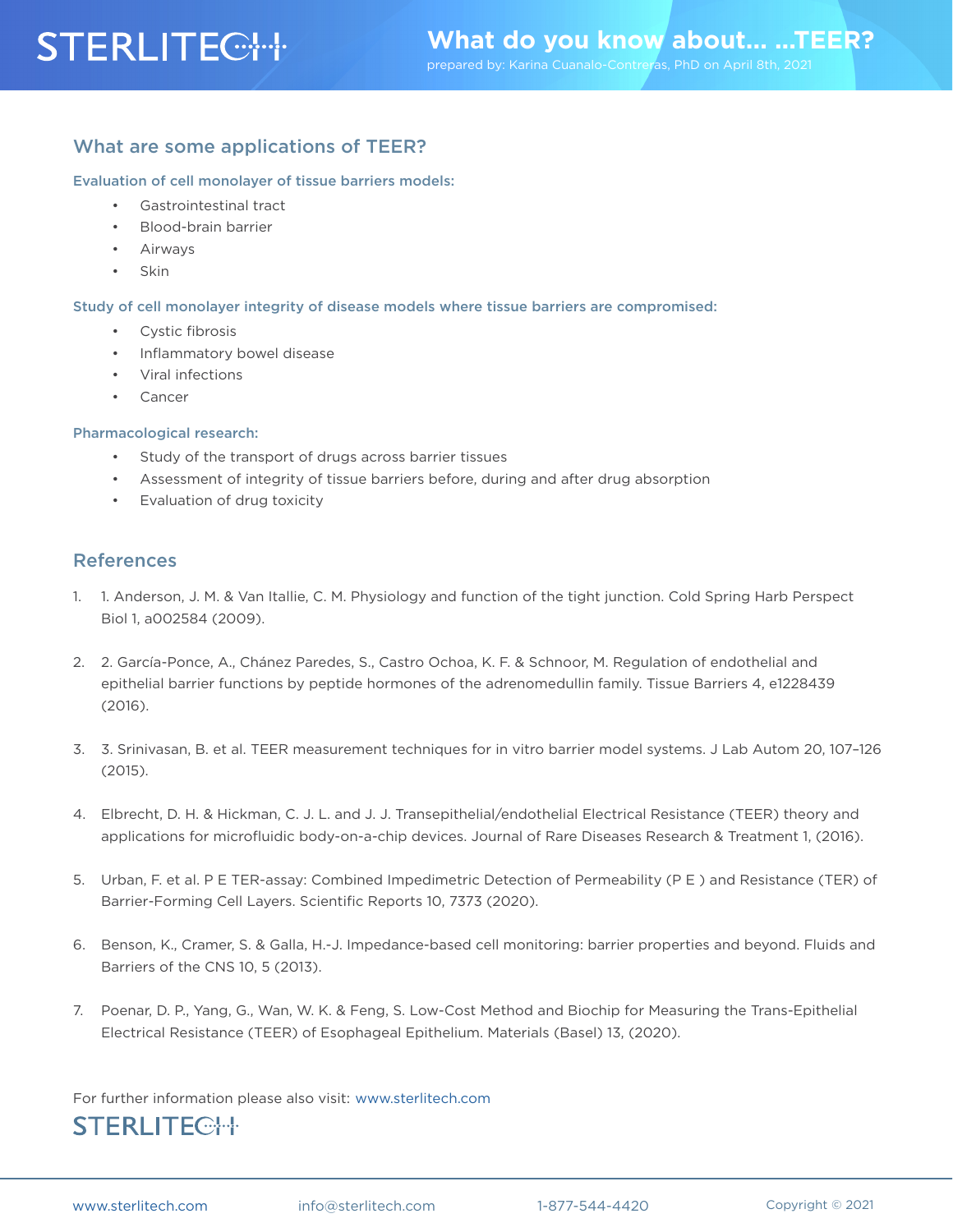## What are some applications of TEER?

### Evaluation of cell monolayer of tissue barriers models:

- Gastrointestinal tract
- Blood-brain barrier
- Airways
- Skin

### Study of cell monolayer integrity of disease models where tissue barriers are compromised:

- Cystic fibrosis
- Inflammatory bowel disease
- Viral infections
- Cancer

### Pharmacological research:

- Study of the transport of drugs across barrier tissues
- Assessment of integrity of tissue barriers before, during and after drug absorption
- Evaluation of drug toxicity

## References

1. 1. Anderson, J. M. & Van Itallie, C. M. Physiology and function of the tight junction. Cold Spring Harb Perspect Biol 1, a002584 (2009).

2. 2. García-Ponce, A., Chánez Paredes, S., Castro Ochoa, K. F. & Schnoor, M. Regulation of endothelial and epithelial barrier functions by peptide hormones of the adrenomedullin family. Tissue Barriers 4, e1228439 (2016).

3. 3. Srinivasan, B. et al. TEER measurement techniques for in vitro barrier model systems. J Lab Autom 20, 107–126 (2015).

4. Elbrecht, D. H. & Hickman, C. J. L. and J. J. Transepithelial/endothelial Electrical Resistance (TEER) theory and applications for microfluidic body-on-a-chip devices. Journal of Rare Diseases Research & Treatment 1, (2016).

5. Urban, F. et al. P E TER-assay: Combined Impedimetric Detection of Permeability (P E ) and Resistance (TER) of Barrier-Forming Cell Layers. Scientific Reports 10, 7373 (2020).

6. Benson, K., Cramer, S. & Galla, H.-J. Impedance-based cell monitoring: barrier properties and beyond. Fluids and Barriers of the CNS 10, 5 (2013).

7. Poenar, D. P., Yang, G., Wan, W. K. & Feng, S. Low-Cost Method and Biochip for Measuring the Trans-Epithelial Electrical Resistance (TEER) of Esophageal Epithelium. Materials (Basel) 13, (2020).

For further information please also visit: www.sterlitech.com

STERLITECH